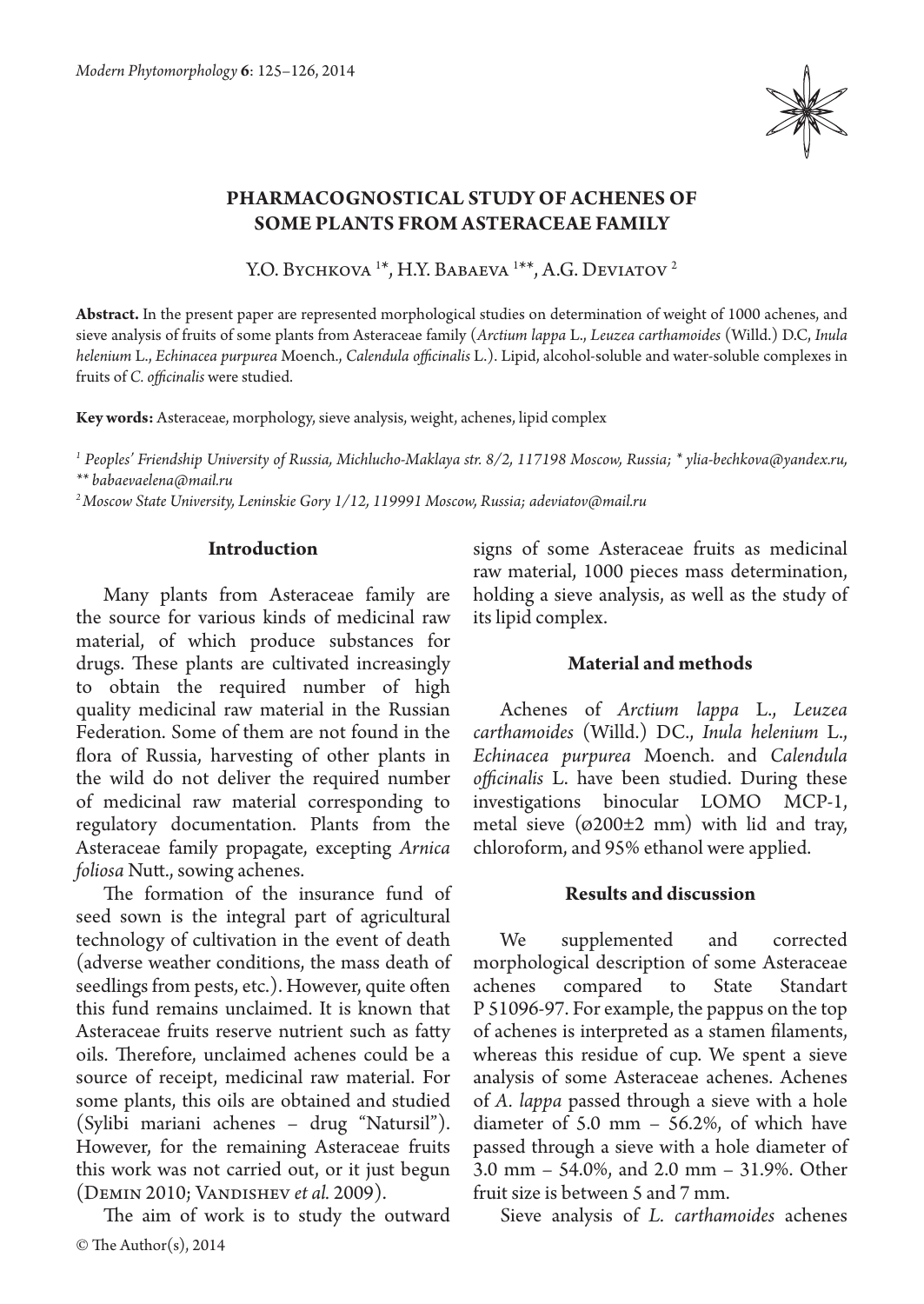# PHARMACOGNOSTICAL STUDY OF ACHENES OF SOME PLANTS FROM ASTERACEAE FAMILY

Y.O. Bychkova [1]*, H.Y. Babaeva [1]**, A.G. Deviatov [2]

**Abstract.** In the present paper are represented morphological studies on determination of weight of 1000 achenes, and sieve analysis of fruits of some plants from Asteraceae family (*Arctium lappa* L., *Leuzea carthamoides* (Willd.) D.C, *Inula helenium* L., *Echinacea purpurea* Moench., *Calendula officinalis* L.). Lipid, alcohol-soluble and water-soluble complexes in fruits of *C. officinalis* were studied.

**Key words:** Asteraceae, morphology, sieve analysis, weight, achenes, lipid complex

*[1] Peoples' Friendship University of Russia, Michlucho-Maklaya str. 8/2, 117198 Moscow, Russia; * ylia-bechkova@yandex.ru, ** babaevaelena@mail.ru*

*[2] Moscow State University, Leninskie Gory 1/12, 119991 Moscow, Russia; adeviatov@mail.ru*

## Introduction

Many plants from Asteraceae family are the source for various kinds of medicinal raw material, of which produce substances for drugs. These plants are cultivated increasingly to obtain the required number of high quality medicinal raw material in the Russian Federation. Some of them are not found in the flora of Russia, harvesting of other plants in the wild do not deliver the required number of medicinal raw material corresponding to regulatory documentation. Plants from the Asteraceae family propagate, excepting *Arnica foliosa* Nutt., sowing achenes.

The formation of the insurance fund of seed sown is the integral part of agricultural technology of cultivation in the event of death (adverse weather conditions, the mass death of seedlings from pests, etc.). However, quite often this fund remains unclaimed. It is known that Asteraceae fruits reserve nutrient such as fatty oils. Therefore, unclaimed achenes could be a source of receipt, medicinal raw material. For some plants, this oils are obtained and studied (Sylibi mariani achenes – drug "Natursil"). However, for the remaining Asteraceae fruits this work was not carried out, or it just begun (Demin 2010; Vandishev *et al.* 2009).

The aim of work is to study the outward signs of some Asteraceae fruits as medicinal raw material, 1000 pieces mass determination, holding a sieve analysis, as well as the study of its lipid complex.

## Material and methods

Achenes of *Arctium lappa* L., *Leuzea carthamoides* (Willd.) DC., *Inula helenium* L., *Echinacea purpurea* Moench. and *Calendula officinalis* L. have been studied. During these investigations binocular LOMO MCP-1, metal sieve (ø200±2 mm) with lid and tray, chloroform, and 95% ethanol were applied.

## Results and discussion

We supplemented and corrected morphological description of some Asteraceae achenes compared to State Standart P 51096-97. For example, the pappus on the top of achenes is interpreted as a stamen filaments, whereas this residue of cup. We spent a sieve analysis of some Asteraceae achenes. Achenes of *A. lappa* passed through a sieve with a hole diameter of 5.0 mm – 56.2%, of which have passed through a sieve with a hole diameter of 3.0 mm – 54.0%, and 2.0 mm – 31.9%. Other fruit size is between 5 and 7 mm.

Sieve analysis of *L. carthamoides* achenes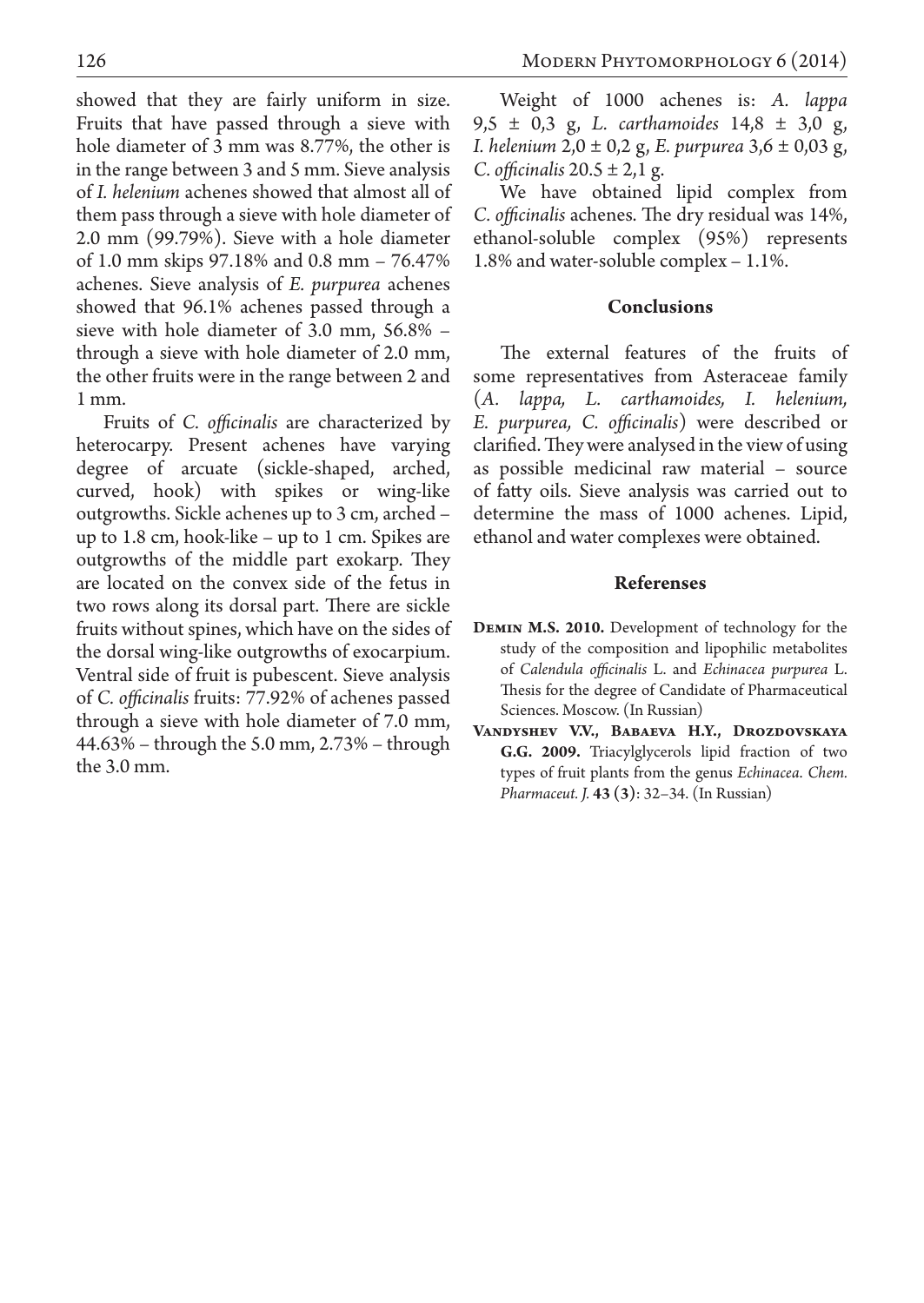showed that they are fairly uniform in size. Fruits that have passed through a sieve with hole diameter of 3 mm was 8.77%, the other is in the range between 3 and 5 mm. Sieve analysis of *I. helenium* achenes showed that almost all of them pass through a sieve with hole diameter of 2.0 mm (99.79%). Sieve with a hole diameter of 1.0 mm skips 97.18% and 0.8 mm – 76.47% achenes. Sieve analysis of *E. purpurea* achenes showed that 96.1% achenes passed through a sieve with hole diameter of 3.0 mm, 56.8% – through a sieve with hole diameter of 2.0 mm, the other fruits were in the range between 2 and 1 mm.

Fruits of *C. officinalis* are characterized by heterocarpy. Present achenes have varying degree of arcuate (sickle-shaped, arched, curved, hook) with spikes or wing-like outgrowths. Sickle achenes up to 3 cm, arched – up to 1.8 cm, hook-like – up to 1 cm. Spikes are outgrowths of the middle part exokarp. They are located on the convex side of the fetus in two rows along its dorsal part. There are sickle fruits without spines, which have on the sides of the dorsal wing-like outgrowths of exocarpium. Ventral side of fruit is pubescent. Sieve analysis of *C. officinalis* fruits: 77.92% of achenes passed through a sieve with hole diameter of 7.0 mm, 44.63% – through the 5.0 mm, 2.73% – through the 3.0 mm.

Weight of 1000 achenes is: *A. lappa* 9,5 ± 0,3 g, *L. carthamoides* 14,8 ± 3,0 g, *I. helenium* 2,0 ± 0,2 g, *E. purpurea* 3,6 ± 0,03 g, *C. officinalis* 20.5 ± 2,1 g.

We have obtained lipid complex from *C. officinalis* achenes. The dry residual was 14%, ethanol-soluble complex (95%) represents 1.8% and water-soluble complex – 1.1%.

## Conclusions

The external features of the fruits of some representatives from Asteraceae family (*A. lappa, L. carthamoides, I. helenium, E. purpurea, C. officinalis*) were described or clarified. They were analysed in the view of using as possible medicinal raw material – source of fatty oils. Sieve analysis was carried out to determine the mass of 1000 achenes. Lipid, ethanol and water complexes were obtained.

## Referenses

**Demin M.S. 2010.** Development of technology for the study of the composition and lipophilic metabolites of *Calendula officinalis* L. and *Echinacea purpurea* L. Thesis for the degree of Candidate of Pharmaceutical Sciences. Moscow. (In Russian)

**Vandyshev V.V., Babaeva H.Y., Drozdovskaya G.G. 2009.** Triacylglycerols lipid fraction of two types of fruit plants from the genus *Echinacea*. *Chem. Pharmaceut. J.* **43 (3)**: 32–34. (In Russian)